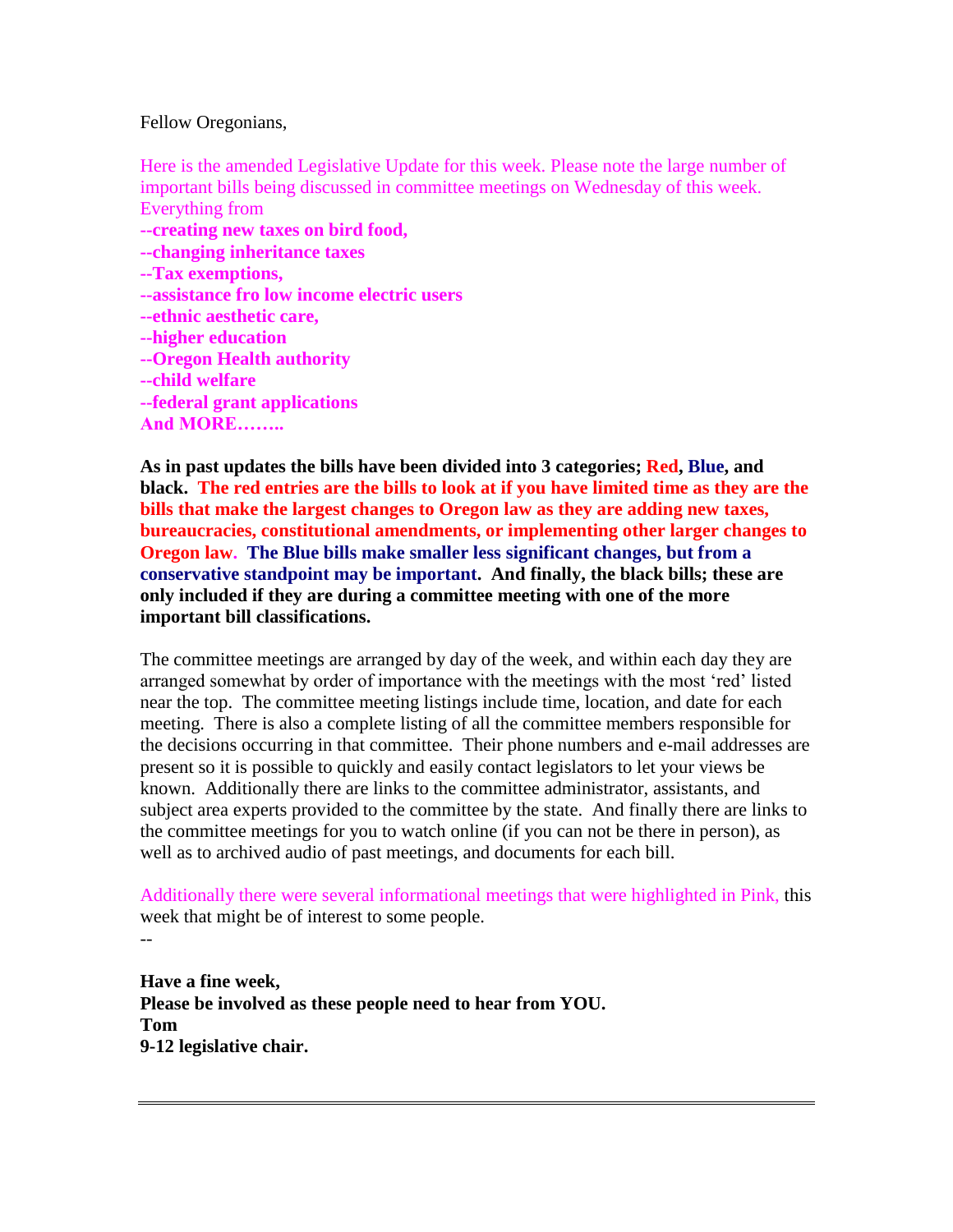Fellow Oregonians,

Here is the amended Legislative Update for this week. Please note the large number of important bills being discussed in committee meetings on Wednesday of this week. Everything from

**--creating new taxes on bird food,**
**--changing inheritance taxes**
**--Tax exemptions,**
**--assistance fro low income electric users**
**--ethnic aesthetic care,**
**--higher education**
**--Oregon Health authority**
**--child welfare**
**--federal grant applications**
**And MORE……..**

**As in past updates the bills have been divided into 3 categories; Red, Blue, and black. The red entries are the bills to look at if you have limited time as they are the bills that make the largest changes to Oregon law as they are adding new taxes, bureaucracies, constitutional amendments, or implementing other larger changes to Oregon law. The Blue bills make smaller less significant changes, but from a conservative standpoint may be important. And finally, the black bills; these are only included if they are during a committee meeting with one of the more important bill classifications.**

The committee meetings are arranged by day of the week, and within each day they are arranged somewhat by order of importance with the meetings with the most 'red' listed near the top. The committee meeting listings include time, location, and date for each meeting. There is also a complete listing of all the committee members responsible for the decisions occurring in that committee. Their phone numbers and e-mail addresses are present so it is possible to quickly and easily contact legislators to let your views be known. Additionally there are links to the committee administrator, assistants, and subject area experts provided to the committee by the state. And finally there are links to the committee meetings for you to watch online (if you can not be there in person), as well as to archived audio of past meetings, and documents for each bill.

Additionally there were several informational meetings that were highlighted in Pink, this week that might be of interest to some people.

--

**Have a fine week,**
**Please be involved as these people need to hear from YOU.**
**Tom**
**9-12 legislative chair.**

---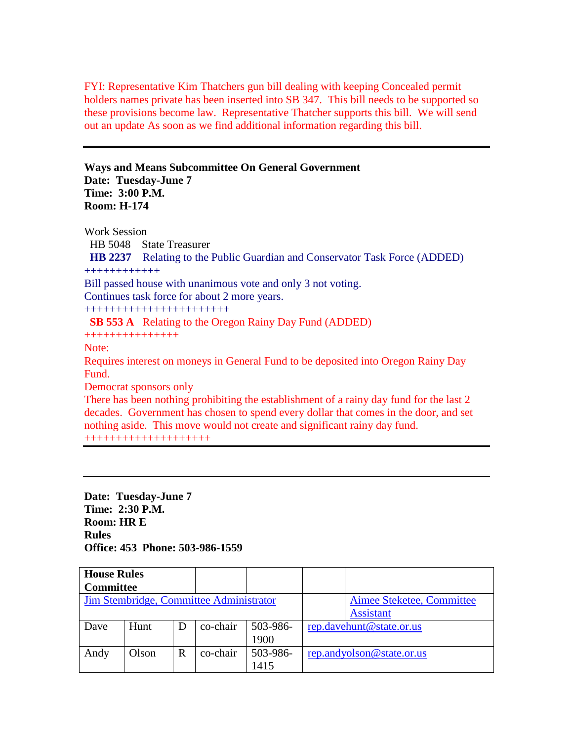FYI: Representative Kim Thatchers gun bill dealing with keeping Concealed permit holders names private has been inserted into SB 347. This bill needs to be supported so these provisions become law. Representative Thatcher supports this bill. We will send out an update As soon as we find additional information regarding this bill.

---

**Ways and Means Subcommittee On General Government**
**Date: Tuesday-June 7**
**Time: 3:00 P.M.**
**Room: H-174**

Work Session
 HB 5048 State Treasurer
 **HB 2237** Relating to the Public Guardian and Conservator Task Force (ADDED)
++++++++++++
Bill passed house with unanimous vote and only 3 not voting.
Continues task force for about 2 more years.
++++++++++++++++++++++
 **SB 553 A** Relating to the Oregon Rainy Day Fund (ADDED)
+++++++++++++++
Note:
Requires interest on moneys in General Fund to be deposited into Oregon Rainy Day Fund.
Democrat sponsors only
There has been nothing prohibiting the establishment of a rainy day fund for the last 2 decades. Government has chosen to spend every dollar that comes in the door, and set nothing aside. This move would not create and significant rainy day fund.
++++++++++++++++++++

---

---

**Date: Tuesday-June 7**
**Time: 2:30 P.M.**
**Room: HR E**
**Rules**
**Office: 453 Phone: 503-986-1559**

| **House Rules Committee** | | | | | | |
|---|---|---|---|---|---|---|
| Jim Stembridge, Committee Administrator | | | | | | Aimee Steketee, Committee Assistant |
| Dave | Hunt | D | co-chair | 503-986-1900 | rep.davehunt@state.or.us | |
| Andy | Olson | R | co-chair | 503-986-1415 | rep.andyolson@state.or.us | |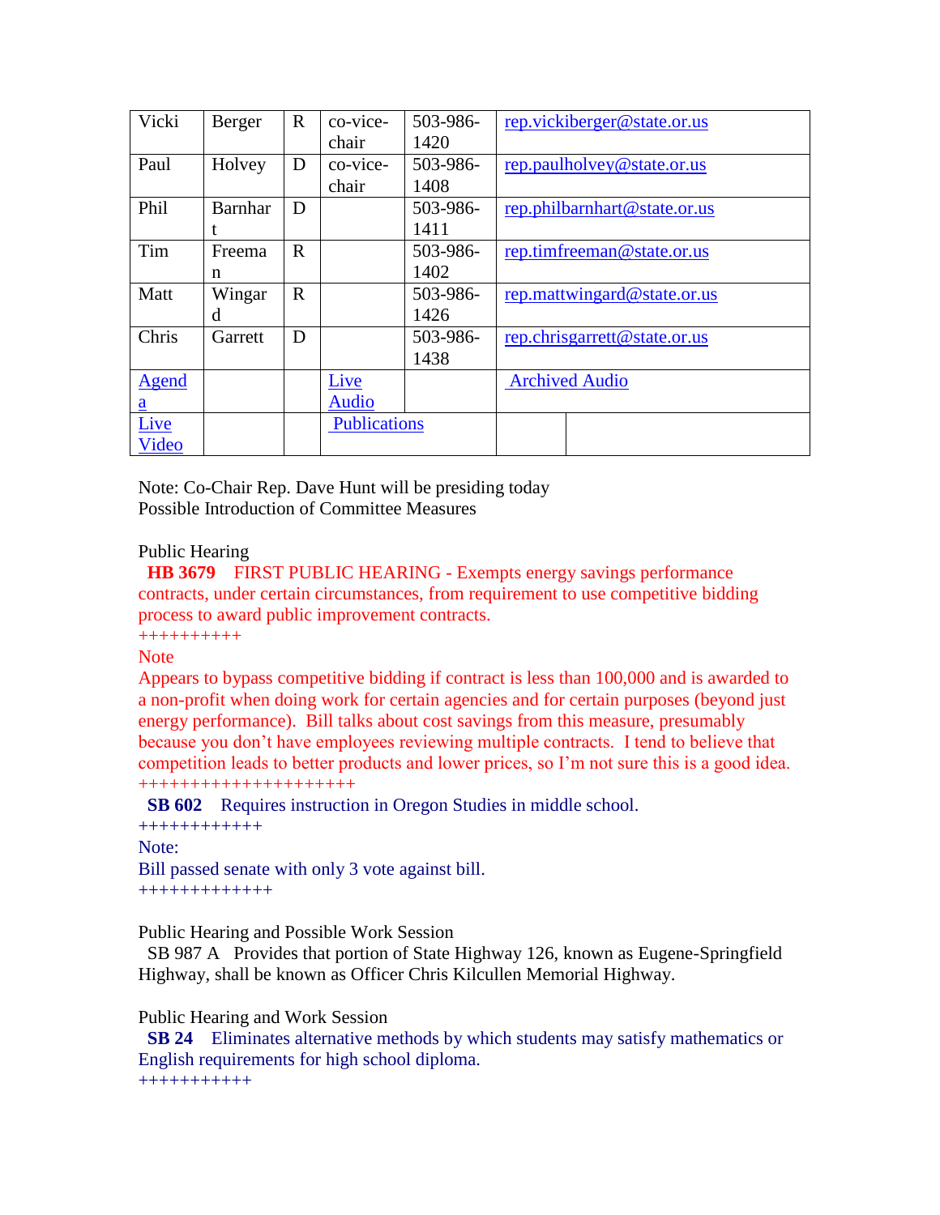| Vicki | Berger | R | co-vice-chair | 503-986-1420 | rep.vickiberger@state.or.us | |
|---|---|---|---|---|---|---|
| Paul | Holvey | D | co-vice-chair | 503-986-1408 | rep.paulholvey@state.or.us | |
| Phil | Barnhart | D | | 503-986-1411 | rep.philbarnhart@state.or.us | |
| Tim | Freeman | R | | 503-986-1402 | rep.timfreeman@state.or.us | |
| Matt | Wingard | R | | 503-986-1426 | rep.mattwingard@state.or.us | |
| Chris | Garrett | D | | 503-986-1438 | rep.chrisgarrett@state.or.us | |
| Agenda | | | Live Audio | | Archived Audio | |
| Live Video | | | Publications | | | |

Note: Co-Chair Rep. Dave Hunt will be presiding today
Possible Introduction of Committee Measures

Public Hearing

**HB 3679** FIRST PUBLIC HEARING - Exempts energy savings performance contracts, under certain circumstances, from requirement to use competitive bidding process to award public improvement contracts.

++++++++++

Note

Appears to bypass competitive bidding if contract is less than 100,000 and is awarded to a non-profit when doing work for certain agencies and for certain purposes (beyond just energy performance). Bill talks about cost savings from this measure, presumably because you don't have employees reviewing multiple contracts. I tend to believe that competition leads to better products and lower prices, so I'm not sure this is a good idea.

++++++++++++++++++++

**SB 602** Requires instruction in Oregon Studies in middle school.

++++++++++++

Note:

Bill passed senate with only 3 vote against bill.

+++++++++++++

Public Hearing and Possible Work Session

SB 987 A Provides that portion of State Highway 126, known as Eugene-Springfield Highway, shall be known as Officer Chris Kilcullen Memorial Highway.

Public Hearing and Work Session

**SB 24** Eliminates alternative methods by which students may satisfy mathematics or English requirements for high school diploma.

+++++++++++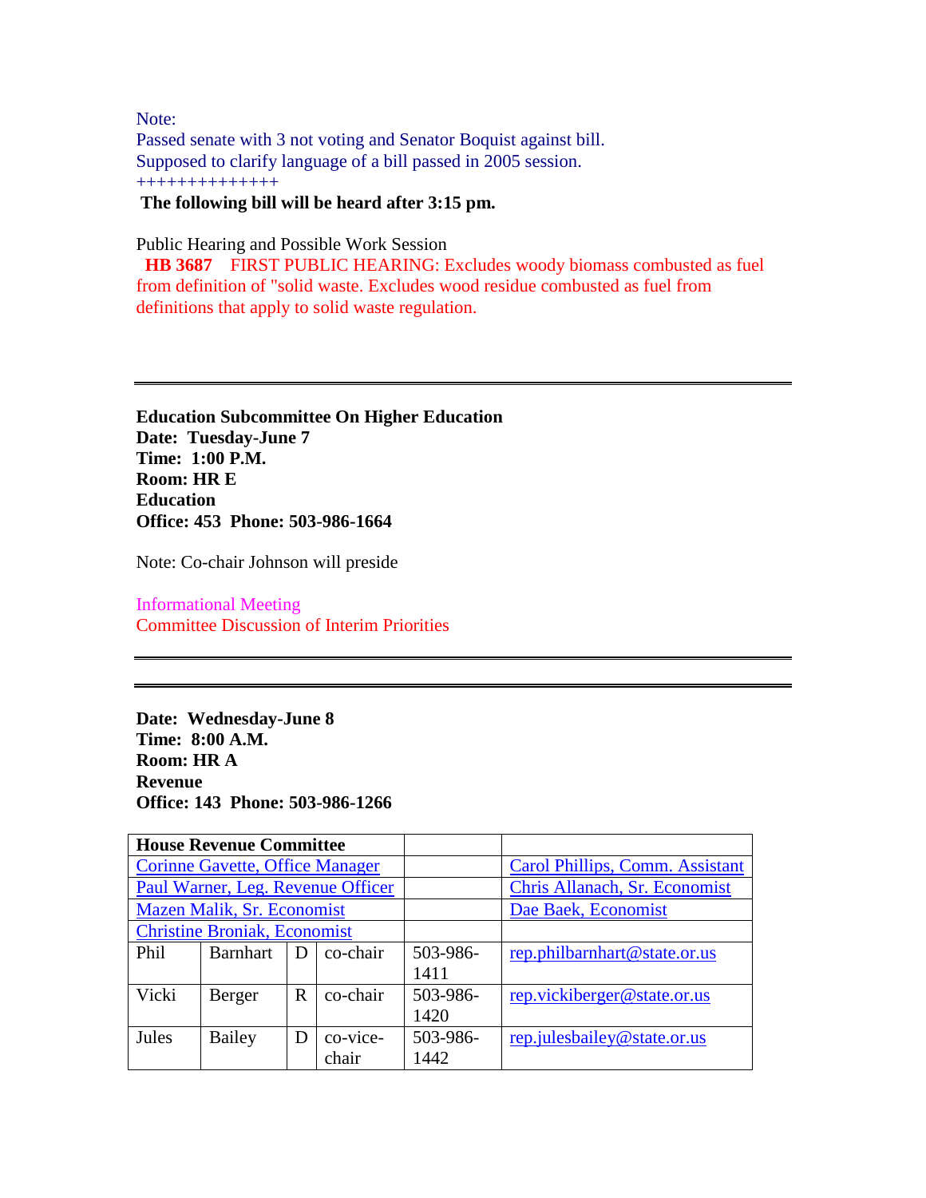Note:
Passed senate with 3 not voting and Senator Boquist against bill.
Supposed to clarify language of a bill passed in 2005 session.
++++++++++++++

**The following bill will be heard after 3:15 pm.**

Public Hearing and Possible Work Session

**HB 3687** FIRST PUBLIC HEARING: Excludes woody biomass combusted as fuel from definition of "solid waste. Excludes wood residue combusted as fuel from definitions that apply to solid waste regulation.

---

**Education Subcommittee On Higher Education**
**Date: Tuesday-June 7**
**Time: 1:00 P.M.**
**Room: HR E**
**Education**
**Office: 453 Phone: 503-986-1664**

Note: Co-chair Johnson will preside

Informational Meeting
Committee Discussion of Interim Priorities

---

---

**Date: Wednesday-June 8**
**Time: 8:00 A.M.**
**Room: HR A**
**Revenue**
**Office: 143 Phone: 503-986-1266**

| **House Revenue Committee** | | | | | |
|---|---|---|---|---|---|
| Corinne Gavette, Office Manager | | | | | Carol Phillips, Comm. Assistant |
| Paul Warner, Leg. Revenue Officer | | | | | Chris Allanach, Sr. Economist |
| Mazen Malik, Sr. Economist | | | | | Dae Baek, Economist |
| Christine Broniak, Economist | | | | | |
| Phil | Barnhart | D | co-chair | 503-986-1411 | rep.philbarnhart@state.or.us |
| Vicki | Berger | R | co-chair | 503-986-1420 | rep.vickiberger@state.or.us |
| Jules | Bailey | D | co-vice-chair | 503-986-1442 | rep.julesbailey@state.or.us |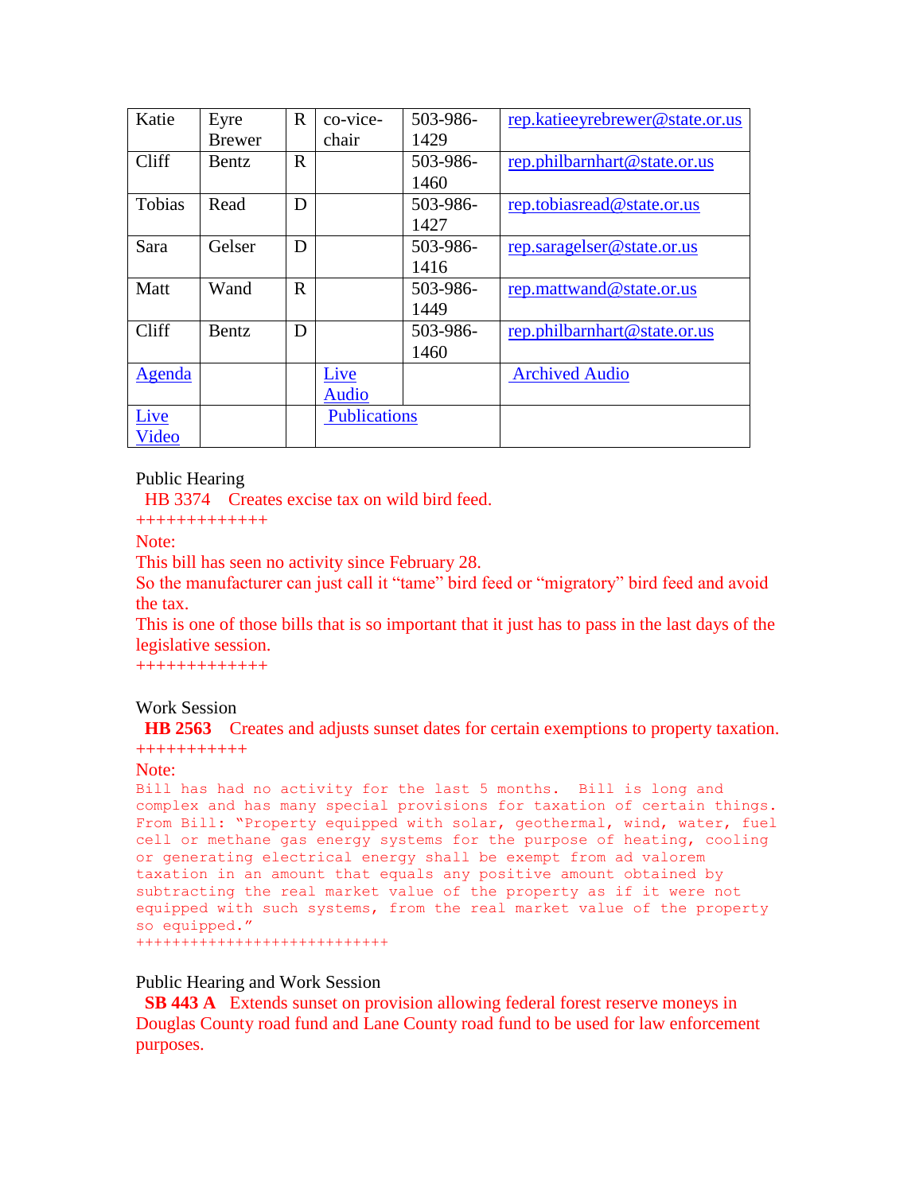| Katie | Eyre Brewer | R | co-vice-chair | 503-986-1429 | rep.katieeyrebrewer@state.or.us |
|---|---|---|---|---|---|
| Cliff | Bentz | R | | 503-986-1460 | rep.philbarnhart@state.or.us |
| Tobias | Read | D | | 503-986-1427 | rep.tobiasread@state.or.us |
| Sara | Gelser | D | | 503-986-1416 | rep.saragelser@state.or.us |
| Matt | Wand | R | | 503-986-1449 | rep.mattwand@state.or.us |
| Cliff | Bentz | D | | 503-986-1460 | rep.philbarnhart@state.or.us |
| Agenda | | | Live Audio | | Archived Audio |
| Live Video | | | Publications | | |

Public Hearing

HB 3374 Creates excise tax on wild bird feed.

+++++++++++++

Note:

This bill has seen no activity since February 28.

So the manufacturer can just call it "tame" bird feed or "migratory" bird feed and avoid the tax.

This is one of those bills that is so important that it just has to pass in the last days of the legislative session.

+++++++++++++

Work Session

**HB 2563** Creates and adjusts sunset dates for certain exemptions to property taxation.

+++++++++++

Note:

Bill has had no activity for the last 5 months. Bill is long and complex and has many special provisions for taxation of certain things. From Bill: "Property equipped with solar, geothermal, wind, water, fuel cell or methane gas energy systems for the purpose of heating, cooling or generating electrical energy shall be exempt from ad valorem taxation in an amount that equals any positive amount obtained by subtracting the real market value of the property as if it were not equipped with such systems, from the real market value of the property so equipped."

+++++++++++++++++++++++++++

Public Hearing and Work Session

**SB 443 A** Extends sunset on provision allowing federal forest reserve moneys in Douglas County road fund and Lane County road fund to be used for law enforcement purposes.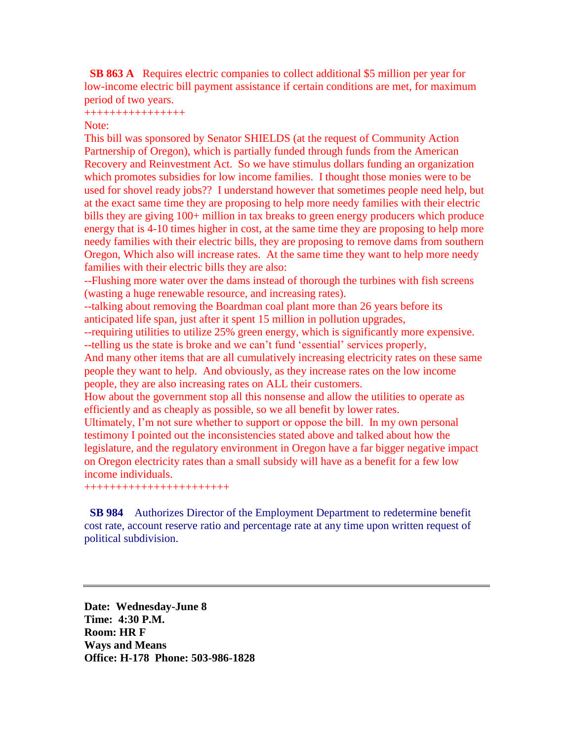**SB 863 A** Requires electric companies to collect additional $5 million per year for low-income electric bill payment assistance if certain conditions are met, for maximum period of two years.

++++++++++++++++

Note:

This bill was sponsored by Senator SHIELDS (at the request of Community Action Partnership of Oregon), which is partially funded through funds from the American Recovery and Reinvestment Act. So we have stimulus dollars funding an organization which promotes subsidies for low income families. I thought those monies were to be used for shovel ready jobs?? I understand however that sometimes people need help, but at the exact same time they are proposing to help more needy families with their electric bills they are giving 100+ million in tax breaks to green energy producers which produce energy that is 4-10 times higher in cost, at the same time they are proposing to help more needy families with their electric bills, they are proposing to remove dams from southern Oregon, Which also will increase rates. At the same time they want to help more needy families with their electric bills they are also:

--Flushing more water over the dams instead of thorough the turbines with fish screens (wasting a huge renewable resource, and increasing rates).

--talking about removing the Boardman coal plant more than 26 years before its anticipated life span, just after it spent 15 million in pollution upgrades,

--requiring utilities to utilize 25% green energy, which is significantly more expensive.

--telling us the state is broke and we can't fund 'essential' services properly,

And many other items that are all cumulatively increasing electricity rates on these same people they want to help. And obviously, as they increase rates on the low income people, they are also increasing rates on ALL their customers.

How about the government stop all this nonsense and allow the utilities to operate as efficiently and as cheaply as possible, so we all benefit by lower rates.

Ultimately, I'm not sure whether to support or oppose the bill. In my own personal testimony I pointed out the inconsistencies stated above and talked about how the legislature, and the regulatory environment in Oregon have a far bigger negative impact on Oregon electricity rates than a small subsidy will have as a benefit for a few low income individuals.

++++++++++++++++++++++

**SB 984** Authorizes Director of the Employment Department to redetermine benefit cost rate, account reserve ratio and percentage rate at any time upon written request of political subdivision.

---

**Date: Wednesday-June 8**
**Time: 4:30 P.M.**
**Room: HR F**
**Ways and Means**
**Office: H-178 Phone: 503-986-1828**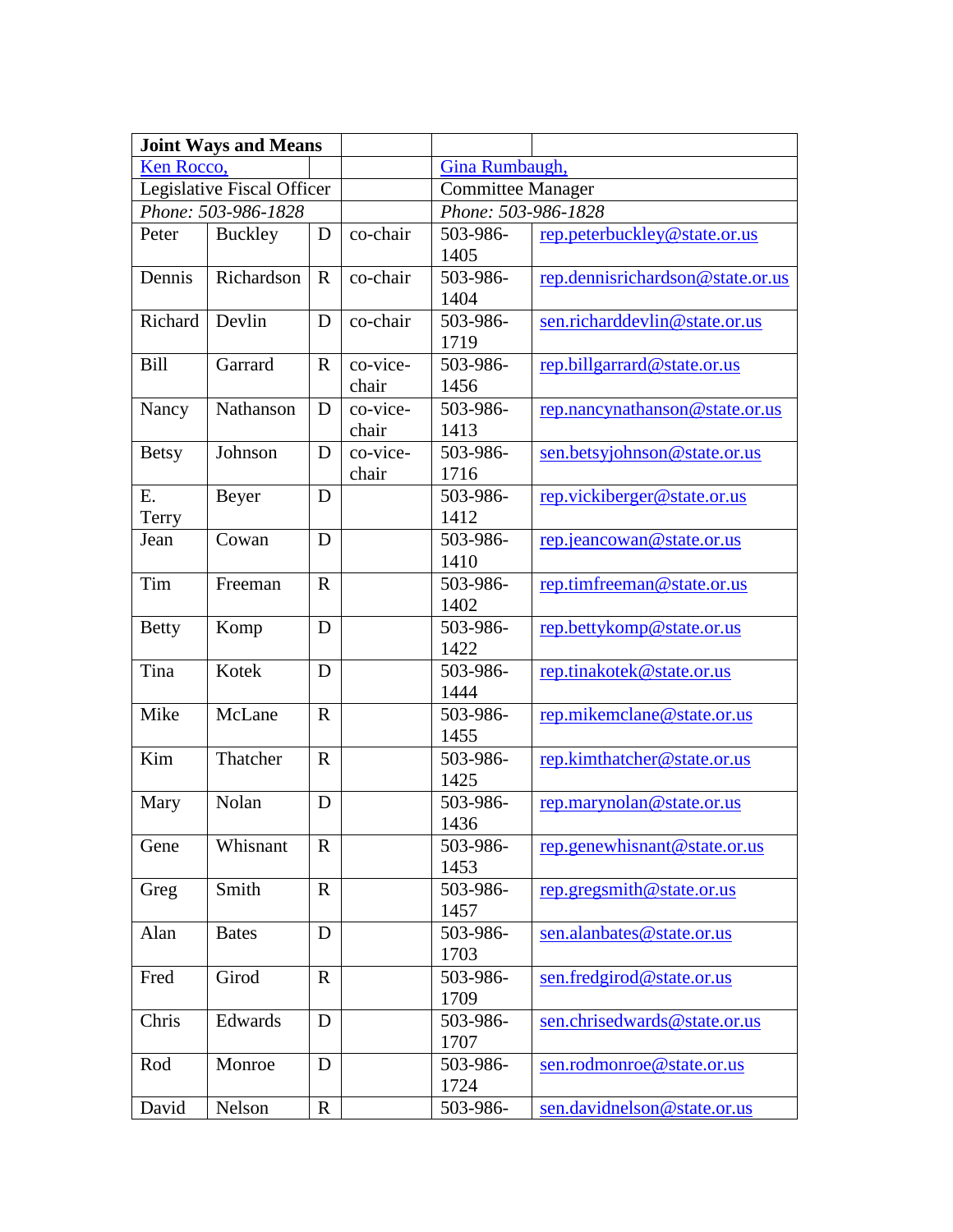| Joint Ways and Means | | | | | |
|---|---|---|---|---|---|
| Ken Rocco, | | | | Gina Rumbaugh, | |
| Legislative Fiscal Officer | | | | Committee Manager | |
| *Phone: 503-986-1828* | | | | *Phone: 503-986-1828* | |
| Peter | Buckley | D | co-chair | 503-986-1405 | rep.peterbuckley@state.or.us |
| Dennis | Richardson | R | co-chair | 503-986-1404 | rep.dennisrichardson@state.or.us |
| Richard | Devlin | D | co-chair | 503-986-1719 | sen.richarddevlin@state.or.us |
| Bill | Garrard | R | co-vice-chair | 503-986-1456 | rep.billgarrard@state.or.us |
| Nancy | Nathanson | D | co-vice-chair | 503-986-1413 | rep.nancynathanson@state.or.us |
| Betsy | Johnson | D | co-vice-chair | 503-986-1716 | sen.betsyjohnson@state.or.us |
| E. Terry | Beyer | D | | 503-986-1412 | rep.vickiberger@state.or.us |
| Jean | Cowan | D | | 503-986-1410 | rep.jeancowan@state.or.us |
| Tim | Freeman | R | | 503-986-1402 | rep.timfreeman@state.or.us |
| Betty | Komp | D | | 503-986-1422 | rep.bettykomp@state.or.us |
| Tina | Kotek | D | | 503-986-1444 | rep.tinakotek@state.or.us |
| Mike | McLane | R | | 503-986-1455 | rep.mikemclane@state.or.us |
| Kim | Thatcher | R | | 503-986-1425 | rep.kimthatcher@state.or.us |
| Mary | Nolan | D | | 503-986-1436 | rep.marynolan@state.or.us |
| Gene | Whisnant | R | | 503-986-1453 | rep.genewhisnant@state.or.us |
| Greg | Smith | R | | 503-986-1457 | rep.gregsmith@state.or.us |
| Alan | Bates | D | | 503-986-1703 | sen.alanbates@state.or.us |
| Fred | Girod | R | | 503-986-1709 | sen.fredgirod@state.or.us |
| Chris | Edwards | D | | 503-986-1707 | sen.chrisedwards@state.or.us |
| Rod | Monroe | D | | 503-986-1724 | sen.rodmonroe@state.or.us |
| David | Nelson | R | | 503-986- | sen.davidnelson@state.or.us |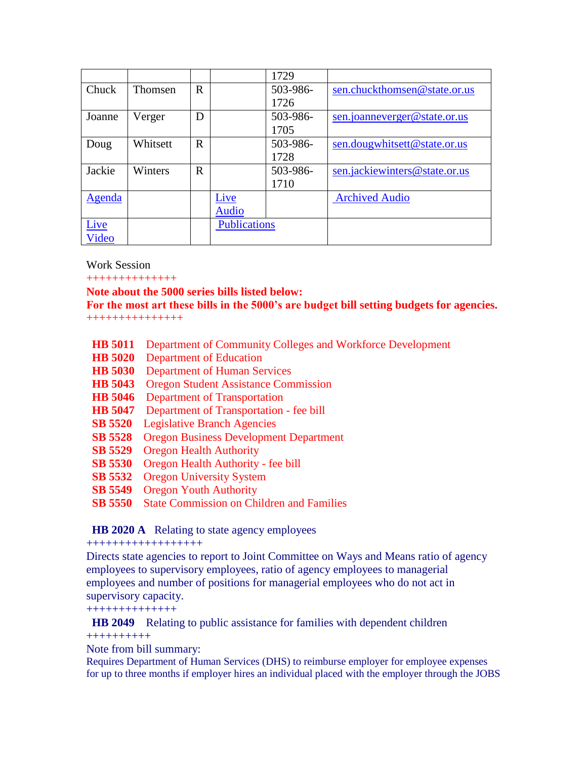| | | | | | |
|---|---|---|---|---|---|
| | | | | 1729 | |
| Chuck | Thomsen | R | | 503-986-1726 | sen.chuckthomsen@state.or.us |
| Joanne | Verger | D | | 503-986-1705 | sen.joanneverger@state.or.us |
| Doug | Whitsett | R | | 503-986-1728 | sen.dougwhitsett@state.or.us |
| Jackie | Winters | R | | 503-986-1710 | sen.jackiewinters@state.or.us |
| Agenda | | | Live Audio | | Archived Audio |
| Live Video | | | Publications | | |

Work Session

++++++++++++++

**Note about the 5000 series bills listed below:**
**For the most art these bills in the 5000's are budget bill setting budgets for agencies.**

+++++++++++++++

**HB 5011** Department of Community Colleges and Workforce Development
**HB 5020** Department of Education
**HB 5030** Department of Human Services
**HB 5043** Oregon Student Assistance Commission
**HB 5046** Department of Transportation
**HB 5047** Department of Transportation - fee bill
**SB 5520** Legislative Branch Agencies
**SB 5528** Oregon Business Development Department
**SB 5529** Oregon Health Authority
**SB 5530** Oregon Health Authority - fee bill
**SB 5532** Oregon University System
**SB 5549** Oregon Youth Authority
**SB 5550** State Commission on Children and Families

**HB 2020 A** Relating to state agency employees

++++++++++++++++++

Directs state agencies to report to Joint Committee on Ways and Means ratio of agency employees to supervisory employees, ratio of agency employees to managerial employees and number of positions for managerial employees who do not act in supervisory capacity.

++++++++++++++

**HB 2049** Relating to public assistance for families with dependent children

++++++++++

Note from bill summary:

Requires Department of Human Services (DHS) to reimburse employer for employee expenses for up to three months if employer hires an individual placed with the employer through the JOBS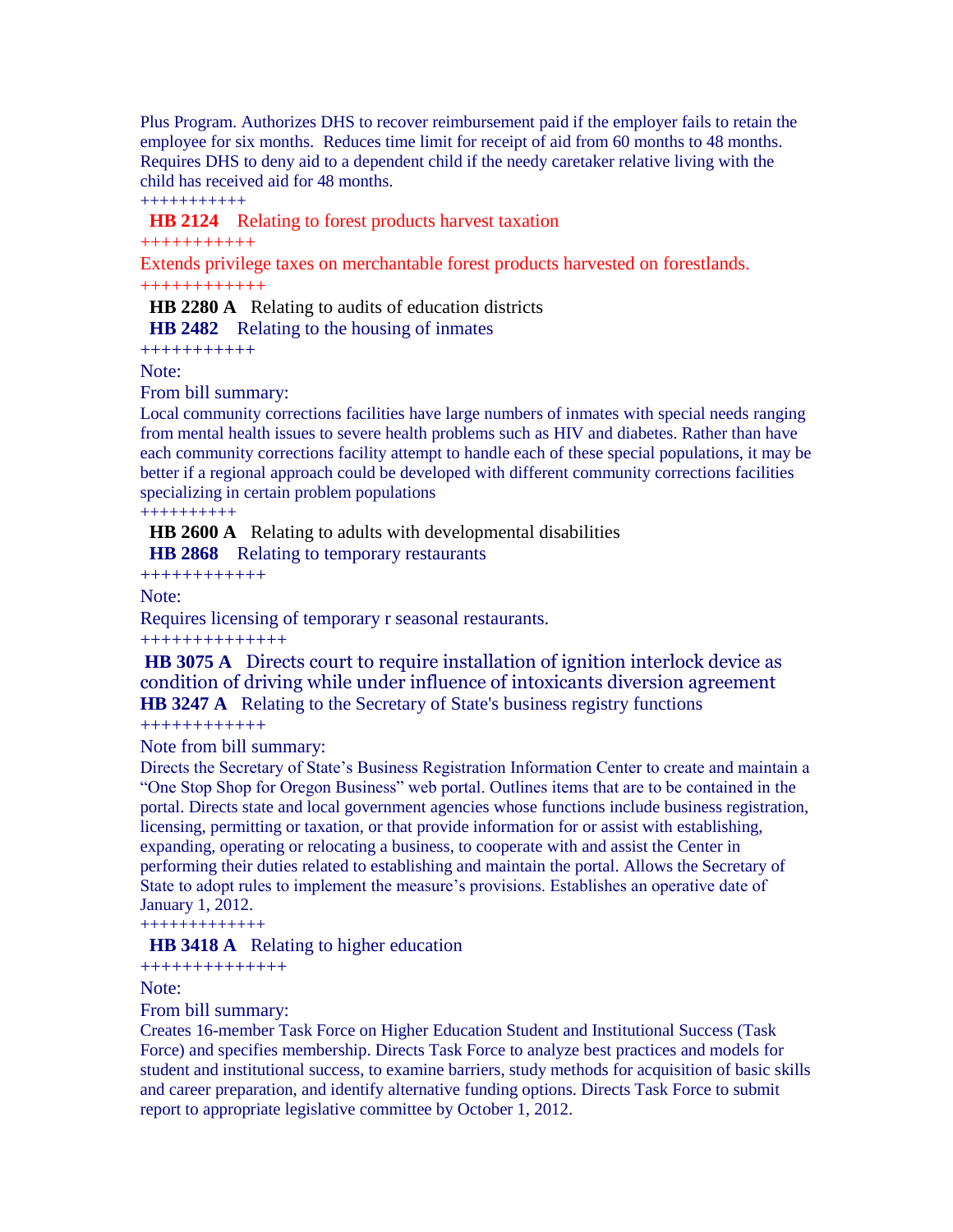Plus Program. Authorizes DHS to recover reimbursement paid if the employer fails to retain the employee for six months. Reduces time limit for receipt of aid from 60 months to 48 months. Requires DHS to deny aid to a dependent child if the needy caretaker relative living with the child has received aid for 48 months.

+++++++++++

**HB 2124** Relating to forest products harvest taxation

+++++++++++

Extends privilege taxes on merchantable forest products harvested on forestlands.

++++++++++++

**HB 2280 A** Relating to audits of education districts

**HB 2482** Relating to the housing of inmates

+++++++++++

Note:

From bill summary:

Local community corrections facilities have large numbers of inmates with special needs ranging from mental health issues to severe health problems such as HIV and diabetes. Rather than have each community corrections facility attempt to handle each of these special populations, it may be better if a regional approach could be developed with different community corrections facilities specializing in certain problem populations

++++++++++

**HB 2600 A** Relating to adults with developmental disabilities

**HB 2868** Relating to temporary restaurants

++++++++++++

Note:

Requires licensing of temporary r seasonal restaurants.

++++++++++++++

**HB 3075 A** Directs court to require installation of ignition interlock device as condition of driving while under influence of intoxicants diversion agreement

**HB 3247 A** Relating to the Secretary of State's business registry functions

++++++++++++

Note from bill summary:

Directs the Secretary of State's Business Registration Information Center to create and maintain a "One Stop Shop for Oregon Business" web portal. Outlines items that are to be contained in the portal. Directs state and local government agencies whose functions include business registration, licensing, permitting or taxation, or that provide information for or assist with establishing, expanding, operating or relocating a business, to cooperate with and assist the Center in performing their duties related to establishing and maintain the portal. Allows the Secretary of State to adopt rules to implement the measure's provisions. Establishes an operative date of January 1, 2012.

+++++++++++++

**HB 3418 A** Relating to higher education

++++++++++++++

Note:

From bill summary:

Creates 16-member Task Force on Higher Education Student and Institutional Success (Task Force) and specifies membership. Directs Task Force to analyze best practices and models for student and institutional success, to examine barriers, study methods for acquisition of basic skills and career preparation, and identify alternative funding options. Directs Task Force to submit report to appropriate legislative committee by October 1, 2012.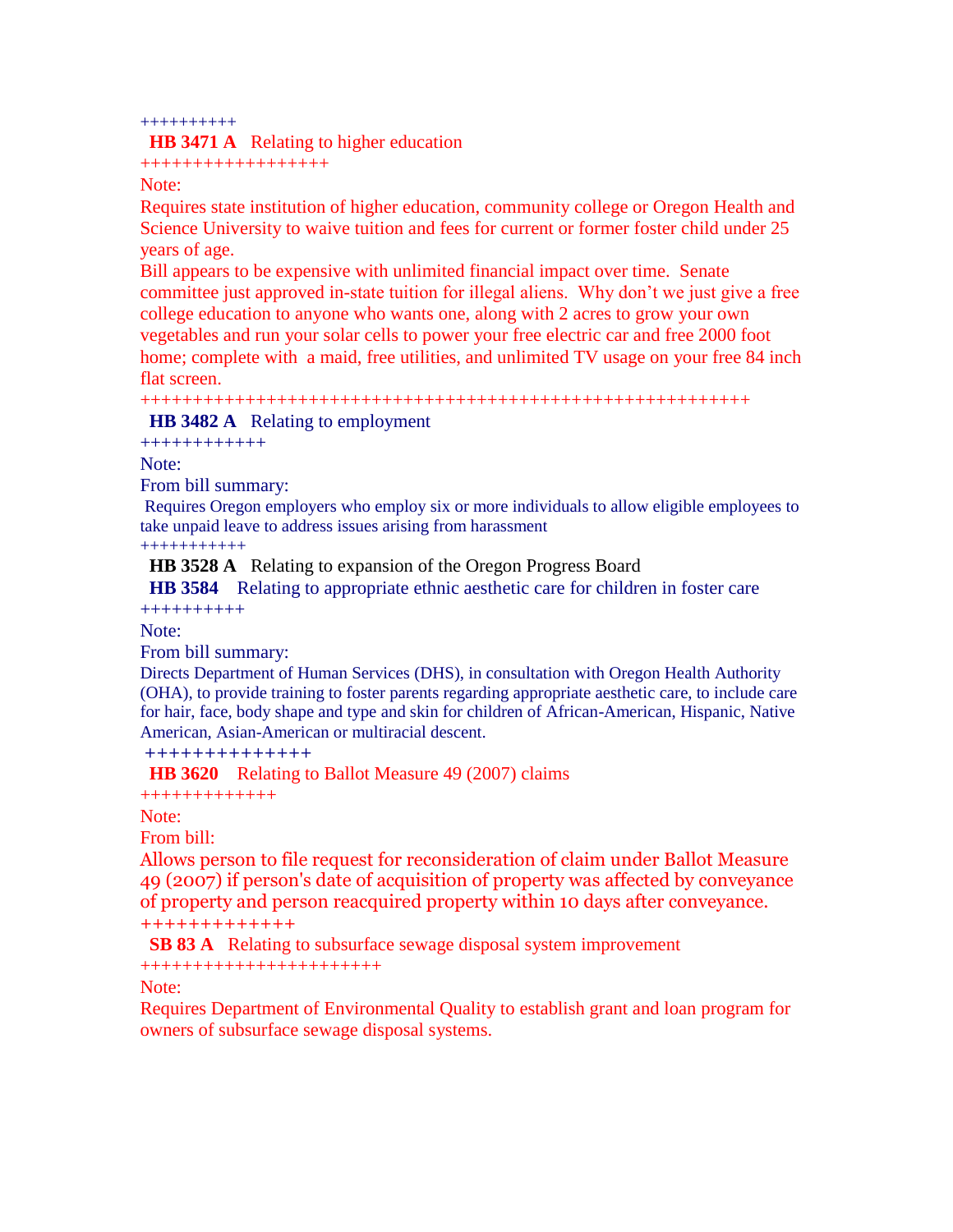++++++++++

**HB 3471 A** Relating to higher education

++++++++++++++++++

Note:

Requires state institution of higher education, community college or Oregon Health and Science University to waive tuition and fees for current or former foster child under 25 years of age.

Bill appears to be expensive with unlimited financial impact over time. Senate committee just approved in-state tuition for illegal aliens. Why don't we just give a free college education to anyone who wants one, along with 2 acres to grow your own vegetables and run your solar cells to power your free electric car and free 2000 foot home; complete with a maid, free utilities, and unlimited TV usage on your free 84 inch flat screen.

++++++++++++++++++++++++++++++++++++++++++++++++++++++++++

**HB 3482 A** Relating to employment

++++++++++++

Note:

From bill summary:

Requires Oregon employers who employ six or more individuals to allow eligible employees to take unpaid leave to address issues arising from harassment

+++++++++++

**HB 3528 A** Relating to expansion of the Oregon Progress Board

**HB 3584** Relating to appropriate ethnic aesthetic care for children in foster care

++++++++++

Note:

From bill summary:

Directs Department of Human Services (DHS), in consultation with Oregon Health Authority (OHA), to provide training to foster parents regarding appropriate aesthetic care, to include care for hair, face, body shape and type and skin for children of African-American, Hispanic, Native American, Asian-American or multiracial descent.

++++++++++++++

**HB 3620** Relating to Ballot Measure 49 (2007) claims

+++++++++++++

Note:

From bill:

Allows person to file request for reconsideration of claim under Ballot Measure 49 (2007) if person's date of acquisition of property was affected by conveyance of property and person reacquired property within 10 days after conveyance.

+++++++++++++

**SB 83 A** Relating to subsurface sewage disposal system improvement

++++++++++++++++++++++

Note:

Requires Department of Environmental Quality to establish grant and loan program for owners of subsurface sewage disposal systems.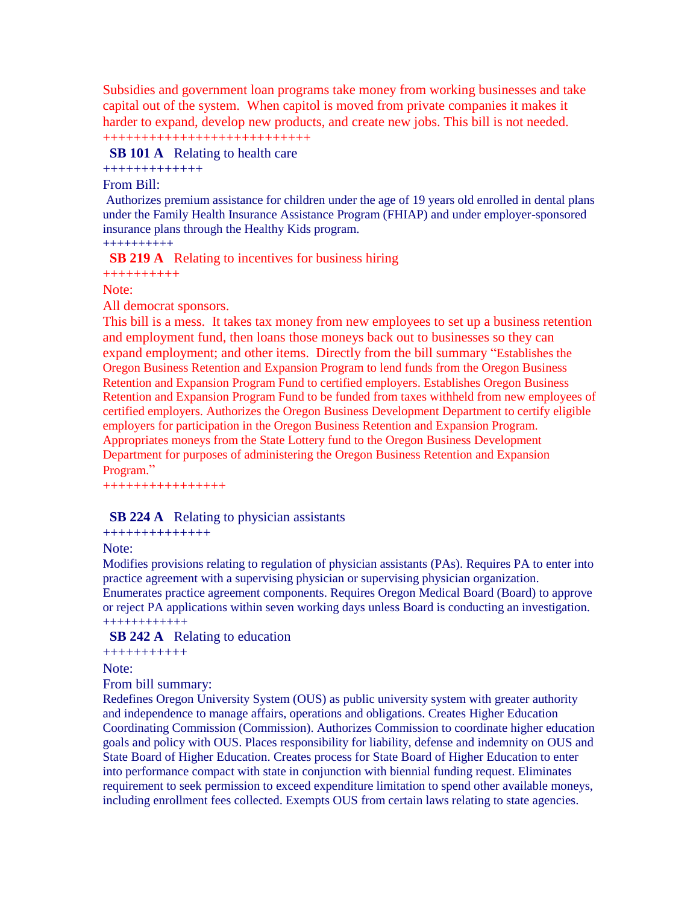Subsidies and government loan programs take money from working businesses and take capital out of the system. When capitol is moved from private companies it makes it harder to expand, develop new products, and create new jobs. This bill is not needed.

++++++++++++++++++++++++++

**SB 101 A** Relating to health care

+++++++++++++

From Bill:

Authorizes premium assistance for children under the age of 19 years old enrolled in dental plans under the Family Health Insurance Assistance Program (FHIAP) and under employer-sponsored insurance plans through the Healthy Kids program.

++++++++++

**SB 219 A** Relating to incentives for business hiring

++++++++++

Note:

All democrat sponsors.

This bill is a mess. It takes tax money from new employees to set up a business retention and employment fund, then loans those moneys back out to businesses so they can expand employment; and other items. Directly from the bill summary "Establishes the Oregon Business Retention and Expansion Program to lend funds from the Oregon Business Retention and Expansion Program Fund to certified employers. Establishes Oregon Business Retention and Expansion Program Fund to be funded from taxes withheld from new employees of certified employers. Authorizes the Oregon Business Development Department to certify eligible employers for participation in the Oregon Business Retention and Expansion Program. Appropriates moneys from the State Lottery fund to the Oregon Business Development Department for purposes of administering the Oregon Business Retention and Expansion Program."

++++++++++++++++

**SB 224 A** Relating to physician assistants

++++++++++++++

Note:

Modifies provisions relating to regulation of physician assistants (PAs). Requires PA to enter into practice agreement with a supervising physician or supervising physician organization. Enumerates practice agreement components. Requires Oregon Medical Board (Board) to approve or reject PA applications within seven working days unless Board is conducting an investigation.

++++++++++++

**SB 242 A** Relating to education

+++++++++++

Note:

From bill summary:

Redefines Oregon University System (OUS) as public university system with greater authority and independence to manage affairs, operations and obligations. Creates Higher Education Coordinating Commission (Commission). Authorizes Commission to coordinate higher education goals and policy with OUS. Places responsibility for liability, defense and indemnity on OUS and State Board of Higher Education. Creates process for State Board of Higher Education to enter into performance compact with state in conjunction with biennial funding request. Eliminates requirement to seek permission to exceed expenditure limitation to spend other available moneys, including enrollment fees collected. Exempts OUS from certain laws relating to state agencies.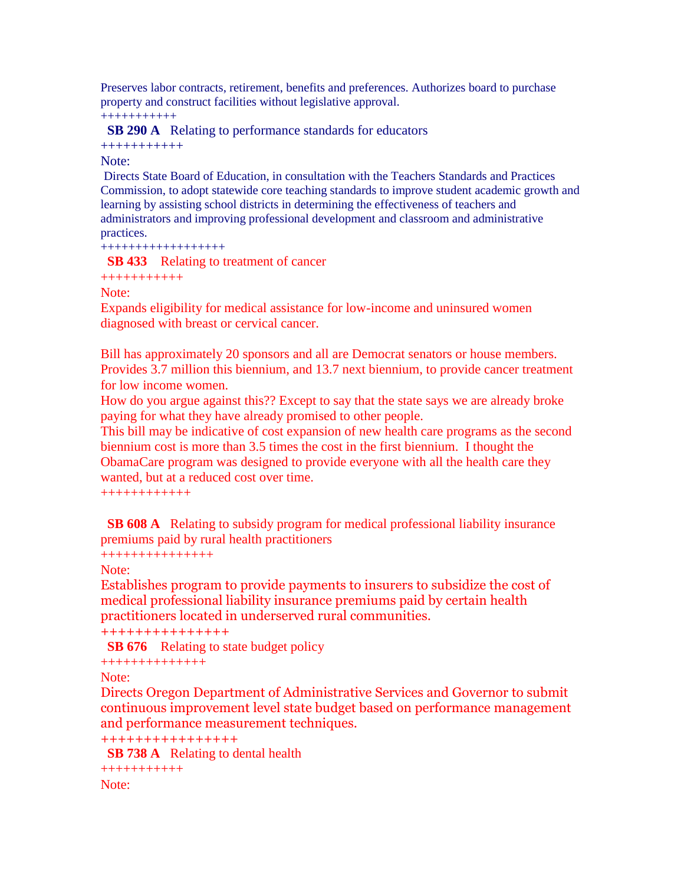Preserves labor contracts, retirement, benefits and preferences. Authorizes board to purchase property and construct facilities without legislative approval.
+++++++++++

**SB 290 A** Relating to performance standards for educators
+++++++++++

Note:

Directs State Board of Education, in consultation with the Teachers Standards and Practices Commission, to adopt statewide core teaching standards to improve student academic growth and learning by assisting school districts in determining the effectiveness of teachers and administrators and improving professional development and classroom and administrative practices.
+++++++++++++++++

**SB 433** Relating to treatment of cancer
+++++++++++

Note:

Expands eligibility for medical assistance for low-income and uninsured women diagnosed with breast or cervical cancer.

Bill has approximately 20 sponsors and all are Democrat senators or house members. Provides 3.7 million this biennium, and 13.7 next biennium, to provide cancer treatment for low income women.
How do you argue against this?? Except to say that the state says we are already broke paying for what they have already promised to other people.
This bill may be indicative of cost expansion of new health care programs as the second biennium cost is more than 3.5 times the cost in the first biennium. I thought the ObamaCare program was designed to provide everyone with all the health care they wanted, but at a reduced cost over time.
++++++++++++

**SB 608 A** Relating to subsidy program for medical professional liability insurance premiums paid by rural health practitioners
+++++++++++++++

Note:

Establishes program to provide payments to insurers to subsidize the cost of medical professional liability insurance premiums paid by certain health practitioners located in underserved rural communities.
+++++++++++++++

**SB 676** Relating to state budget policy
++++++++++++++

Note:

Directs Oregon Department of Administrative Services and Governor to submit continuous improvement level state budget based on performance management and performance measurement techniques.
++++++++++++++++

**SB 738 A** Relating to dental health
+++++++++++

Note: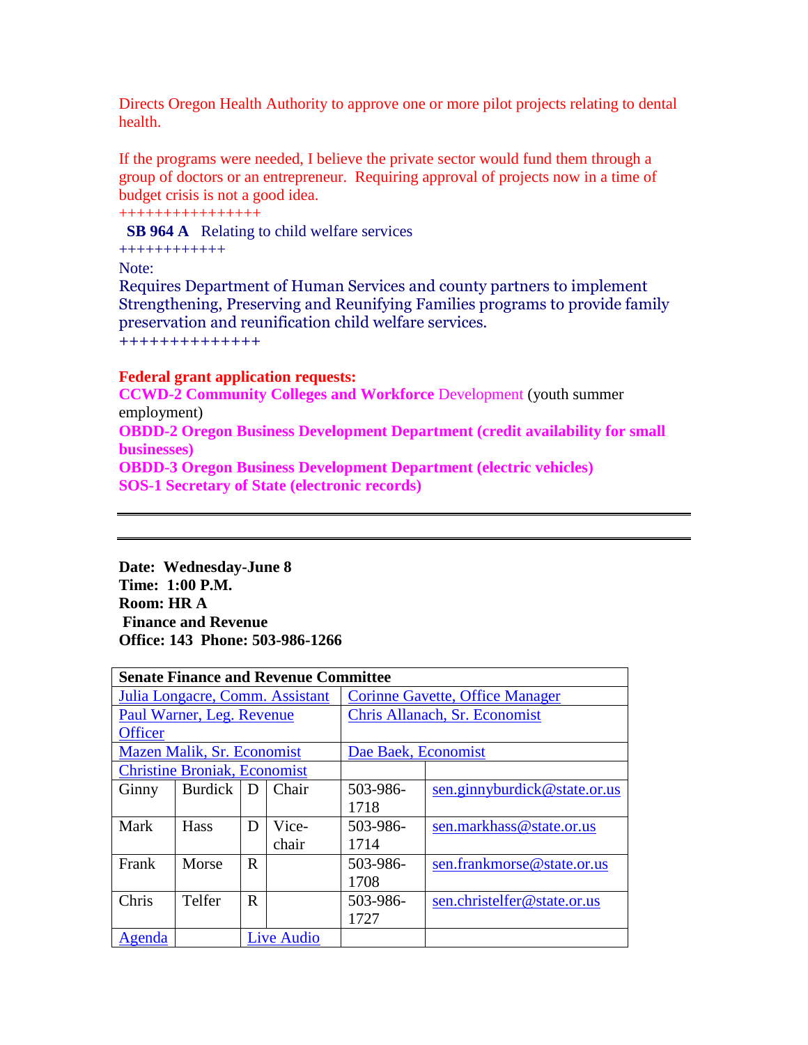Directs Oregon Health Authority to approve one or more pilot projects relating to dental health.

If the programs were needed, I believe the private sector would fund them through a group of doctors or an entrepreneur. Requiring approval of projects now in a time of budget crisis is not a good idea.

++++++++++++++++

**SB 964 A** Relating to child welfare services

++++++++++++

Note:

Requires Department of Human Services and county partners to implement Strengthening, Preserving and Reunifying Families programs to provide family preservation and reunification child welfare services.

++++++++++++++

**Federal grant application requests:**

**CCWD-2 Community Colleges and Workforce** Development (youth summer employment)

**OBDD-2 Oregon Business Development Department (credit availability for small businesses)**

**OBDD-3 Oregon Business Development Department (electric vehicles)**

**SOS-1 Secretary of State (electronic records)**

---

---

**Date: Wednesday-June 8**
**Time: 1:00 P.M.**
**Room: HR A**
**Finance and Revenue**
**Office: 143 Phone: 503-986-1266**

| **Senate Finance and Revenue Committee** | | | | | |
|---|---|---|---|---|---|
| Julia Longacre, Comm. Assistant | | | | Corinne Gavette, Office Manager | |
| Paul Warner, Leg. Revenue Officer | | | | Chris Allanach, Sr. Economist | |
| Mazen Malik, Sr. Economist | | | | Dae Baek, Economist | |
| Christine Broniak, Economist | | | | | |
| Ginny | Burdick | D | Chair | 503-986-1718 | sen.ginnyburdick@state.or.us |
| Mark | Hass | D | Vice-chair | 503-986-1714 | sen.markhass@state.or.us |
| Frank | Morse | R | | 503-986-1708 | sen.frankmorse@state.or.us |
| Chris | Telfer | R | | 503-986-1727 | sen.christelfer@state.or.us |
| Agenda | | Live Audio | | | |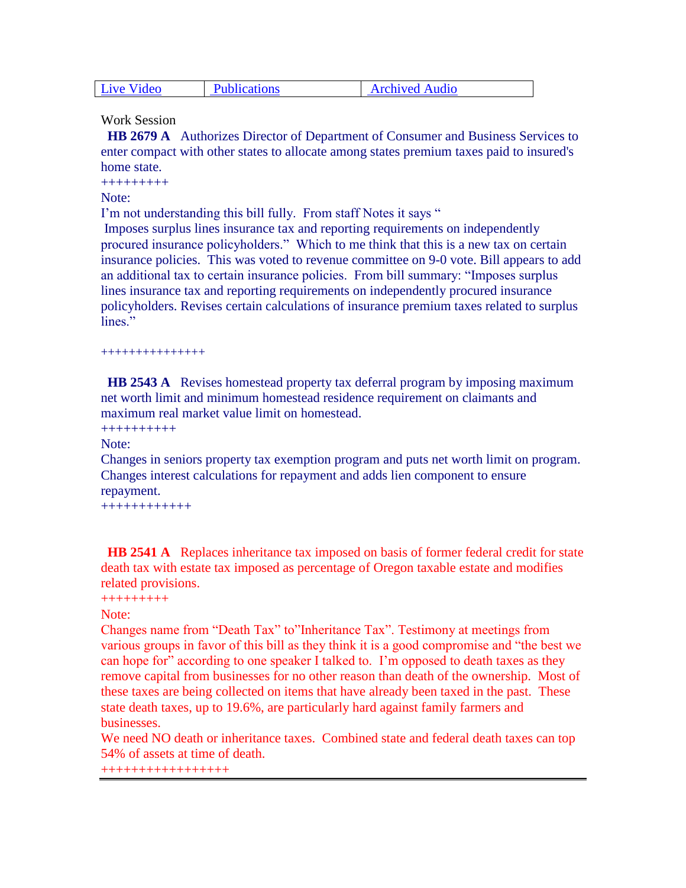| Live Video | Publications | Archived Audio |
|---|---|---|

Work Session

**HB 2679 A** Authorizes Director of Department of Consumer and Business Services to enter compact with other states to allocate among states premium taxes paid to insured's home state.

+++++++++

Note:

I'm not understanding this bill fully. From staff Notes it says " Imposes surplus lines insurance tax and reporting requirements on independently procured insurance policyholders." Which to me think that this is a new tax on certain insurance policies. This was voted to revenue committee on 9-0 vote. Bill appears to add an additional tax to certain insurance policies. From bill summary: "Imposes surplus lines insurance tax and reporting requirements on independently procured insurance policyholders. Revises certain calculations of insurance premium taxes related to surplus lines."

+++++++++++++++

**HB 2543 A** Revises homestead property tax deferral program by imposing maximum net worth limit and minimum homestead residence requirement on claimants and maximum real market value limit on homestead.

++++++++++

Note:

Changes in seniors property tax exemption program and puts net worth limit on program. Changes interest calculations for repayment and adds lien component to ensure repayment.

++++++++++++

**HB 2541 A** Replaces inheritance tax imposed on basis of former federal credit for state death tax with estate tax imposed as percentage of Oregon taxable estate and modifies related provisions.

+++++++++

Note:

Changes name from "Death Tax" to"Inheritance Tax". Testimony at meetings from various groups in favor of this bill as they think it is a good compromise and "the best we can hope for" according to one speaker I talked to. I'm opposed to death taxes as they remove capital from businesses for no other reason than death of the ownership. Most of these taxes are being collected on items that have already been taxed in the past. These state death taxes, up to 19.6%, are particularly hard against family farmers and businesses.

We need NO death or inheritance taxes. Combined state and federal death taxes can top 54% of assets at time of death.

++++++++++++++++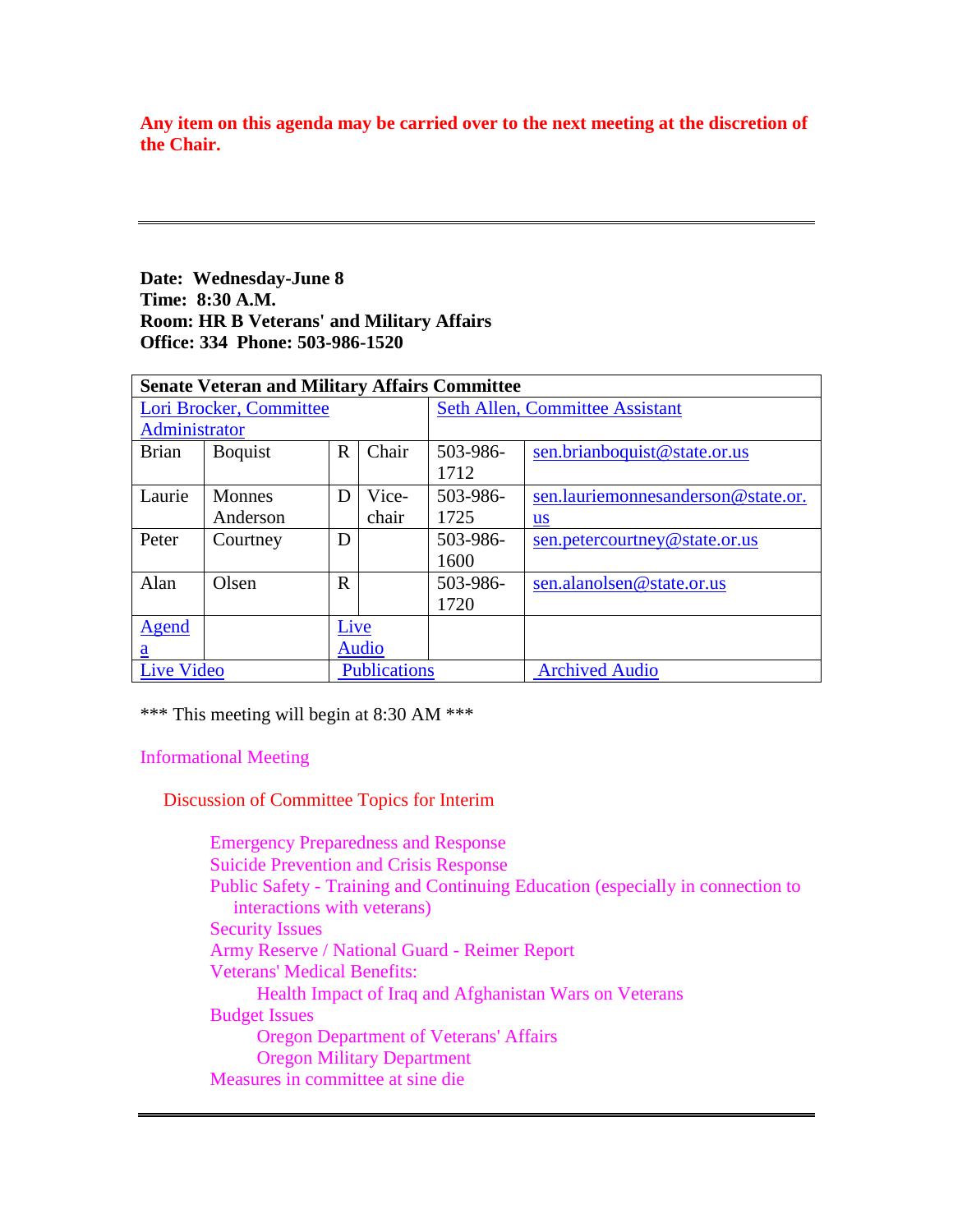**Any item on this agenda may be carried over to the next meeting at the discretion of the Chair.**

---

**Date: Wednesday-June 8**
**Time: 8:30 A.M.**
**Room: HR B Veterans' and Military Affairs**
**Office: 334 Phone: 503-986-1520**

| **Senate Veteran and Military Affairs Committee** | | | | | |
|---|---|---|---|---|---|
| Lori Brocker, Committee Administrator | | | | Seth Allen, Committee Assistant | |
| Brian | Boquist | R | Chair | 503-986-1712 | sen.brianboquist@state.or.us |
| Laurie | Monnes Anderson | D | Vice-chair | 503-986-1725 | sen.lauriemonnesanderson@state.or.us |
| Peter | Courtney | D | | 503-986-1600 | sen.petercourtney@state.or.us |
| Alan | Olsen | R | | 503-986-1720 | sen.alanolsen@state.or.us |
| Agenda | | Live Audio | | | |
| Live Video | | Publications | | | Archived Audio |

*** This meeting will begin at 8:30 AM ***

Informational Meeting

Discussion of Committee Topics for Interim

- Emergency Preparedness and Response
- Suicide Prevention and Crisis Response
- Public Safety - Training and Continuing Education (especially in connection to interactions with veterans)
- Security Issues
- Army Reserve / National Guard - Reimer Report
- Veterans' Medical Benefits:
  - Health Impact of Iraq and Afghanistan Wars on Veterans
- Budget Issues
  - Oregon Department of Veterans' Affairs
  - Oregon Military Department
- Measures in committee at sine die

---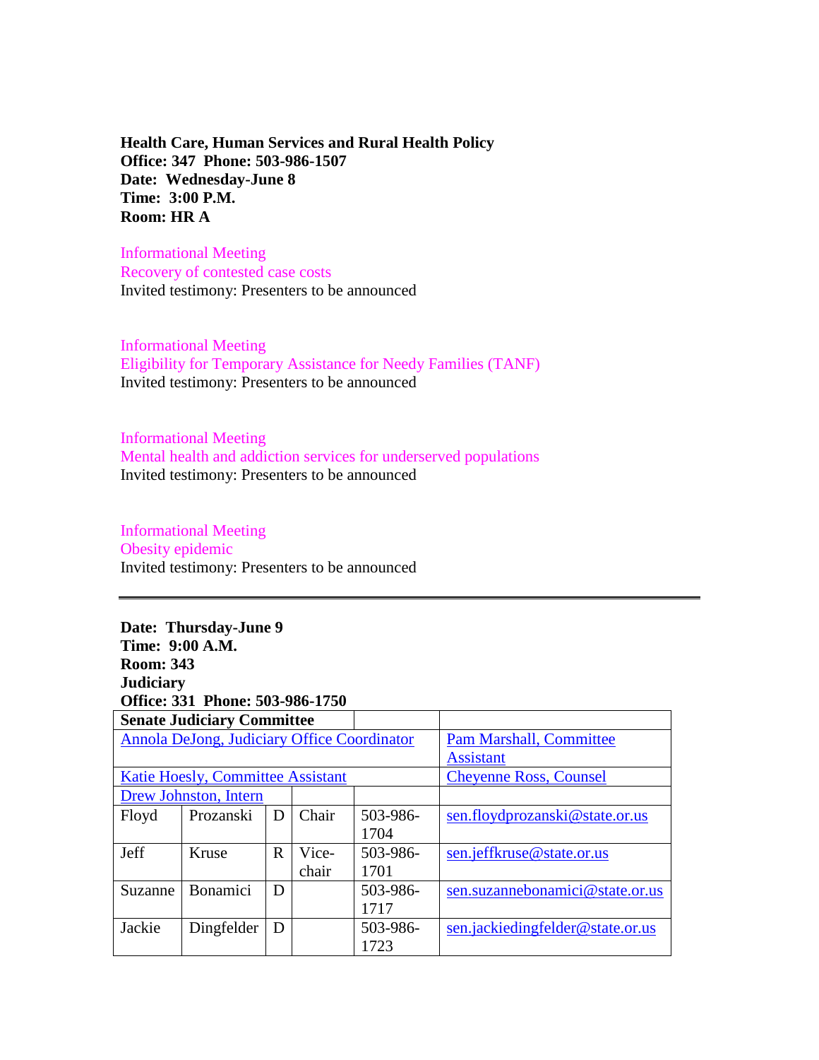**Health Care, Human Services and Rural Health Policy**
**Office: 347 Phone: 503-986-1507**
**Date: Wednesday-June 8**
**Time: 3:00 P.M.**
**Room: HR A**

Informational Meeting
Recovery of contested case costs
Invited testimony: Presenters to be announced

Informational Meeting
Eligibility for Temporary Assistance for Needy Families (TANF)
Invited testimony: Presenters to be announced

Informational Meeting
Mental health and addiction services for underserved populations
Invited testimony: Presenters to be announced

Informational Meeting
Obesity epidemic
Invited testimony: Presenters to be announced

---

**Date: Thursday-June 9**
**Time: 9:00 A.M.**
**Room: 343**
**Judiciary**
**Office: 331 Phone: 503-986-1750**

| **Senate Judiciary Committee** | | | | | |
|---|---|---|---|---|---|
| Annola DeJong, Judiciary Office Coordinator | | | | | Pam Marshall, Committee Assistant |
| Katie Hoesly, Committee Assistant | | | | | Cheyenne Ross, Counsel |
| Drew Johnston, Intern | | | | | |
| Floyd | Prozanski | D | Chair | 503-986-1704 | sen.floydprozanski@state.or.us |
| Jeff | Kruse | R | Vice-chair | 503-986-1701 | sen.jeffkruse@state.or.us |
| Suzanne | Bonamici | D | | 503-986-1717 | sen.suzannebonamici@state.or.us |
| Jackie | Dingfelder | D | | 503-986-1723 | sen.jackiedingfelder@state.or.us |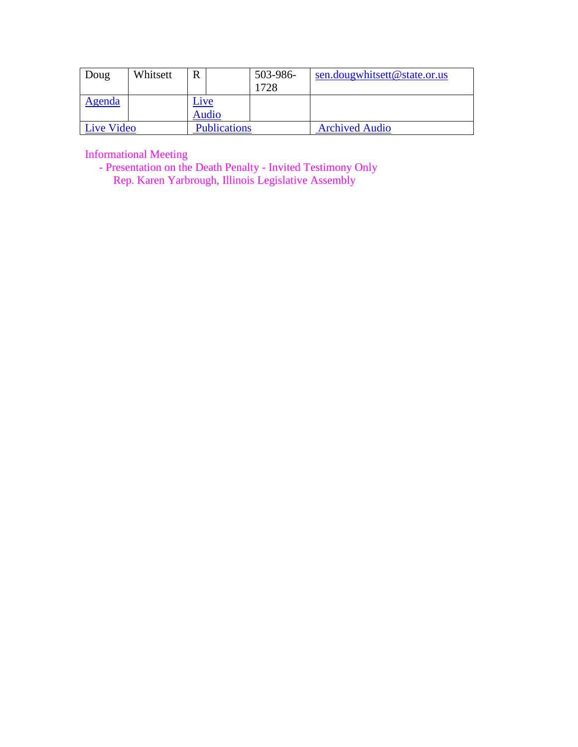| | | | | | |
|---|---|---|---|---|---|
| Doug | Whitsett | R | | 503-986-1728 | sen.dougwhitsett@state.or.us |
| Agenda | | Live Audio | | | |
| Live Video | | Publications | | | Archived Audio |

Informational Meeting

- Presentation on the Death Penalty - Invited Testimony Only

  Rep. Karen Yarbrough, Illinois Legislative Assembly